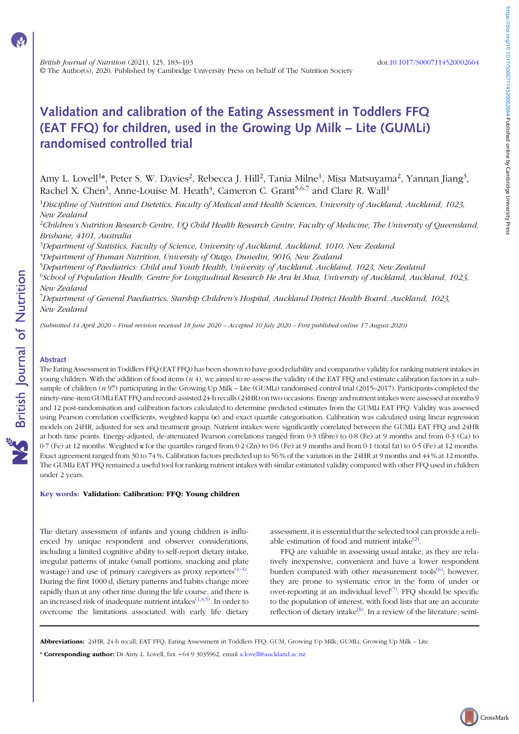# Validation and calibration of the Eating Assessment in Toddlers FFQ (EAT FFQ) for children, used in the Growing Up Milk – Lite (GUMLi) randomised controlled trial

Amy L. Lovell[1]*, Peter S. W. Davies[2], Rebecca J. Hill[2], Tania Milne[1], Misa Matsuyama[2], Yannan Jiang[3], Rachel X. Chen[3], Anne-Louise M. Heath[4], Cameron C. Grant[5,6,7] and Clare R. Wall[1]

[1]*Discipline of Nutrition and Dietetics, Faculty of Medical and Health Sciences, University of Auckland, Auckland, 1023, New Zealand*

[2]*Children's Nutrition Research Centre, UQ Child Health Research Centre, Faculty of Medicine, The University of Queensland, Brisbane, 4101, Australia*

[3]*Department of Statistics, Faculty of Science, University of Auckland, Auckland, 1010, New Zealand*

[4]*Department of Human Nutrition, University of Otago, Dunedin, 9016, New Zealand*

[5]*Department of Paediatrics: Child and Youth Health, University of Auckland, Auckland, 1023, New Zealand*

[6]*School of Population Health, Centre for Longitudinal Research He Ara ki Mua, University of Auckland, Auckland, 1023, New Zealand*

[7]*Department of General Paediatrics, Starship Children's Hospital, Auckland District Health Board, Auckland, 1023, New Zealand*

*(Submitted 14 April 2020 – Final revision received 18 June 2020 – Accepted 10 July 2020 – First published online 17 August 2020)*

## Abstract

The Eating Assessment in Toddlers FFQ (EAT FFQ) has been shown to have good reliability and comparative validity for ranking nutrient intakes in young children. With the addition of food items (*n* 4), we aimed to re-assess the validity of the EAT FFQ and estimate calibration factors in a sub-sample of children (*n* 97) participating in the Growing Up Milk – Lite (GUMLi) randomised control trial (2015–2017). Participants completed the ninety-nine-item GUMLi EAT FFQ and record-assisted 24-h recalls (24HR) on two occasions. Energy and nutrient intakes were assessed at months 9 and 12 post-randomisation and calibration factors calculated to determine predicted estimates from the GUMLi EAT FFQ. Validity was assessed using Pearson correlation coefficients, weighted kappa ($\kappa$) and exact quartile categorisation. Calibration was calculated using linear regression models on 24HR, adjusted for sex and treatment group. Nutrient intakes were significantly correlated between the GUMLi EAT FFQ and 24HR at both time points. Energy-adjusted, de-attenuated Pearson correlations ranged from 0·3 (fibre) to 0·8 (Fe) at 9 months and from 0·3 (Ca) to 0·7 (Fe) at 12 months. Weighted $\kappa$ for the quartiles ranged from 0·2 (Zn) to 0·6 (Fe) at 9 months and from 0·1 (total fat) to 0·5 (Fe) at 12 months. Exact agreement ranged from 30 to 74 %. Calibration factors predicted up to 56 % of the variation in the 24HR at 9 months and 44 % at 12 months. The GUMLi EAT FFQ remained a useful tool for ranking nutrient intakes with similar estimated validity compared with other FFQ used in children under 2 years.

**Key words: Validation: Calibration: FFQ: Young children**

The dietary assessment of infants and young children is influenced by unique respondent and observer considerations, including a limited cognitive ability to self-report dietary intake, irregular patterns of intake (small portions, snacking and plate wastage) and use of primary caregivers as proxy reporters[1–3]. During the first 1000 d, dietary patterns and habits change more rapidly than at any other time during the life course, and there is an increased risk of inadequate nutrient intakes[1,4,5]. In order to overcome the limitations associated with early life dietary assessment, it is essential that the selected tool can provide a reliable estimation of food and nutrient intake[2].

FFQ are valuable in assessing usual intake, as they are relatively inexpensive, convenient and have a lower respondent burden compared with other measurement tools[6]; however, they are prone to systematic error in the form of under or over-reporting at an individual level[7]. FFQ should be specific to the population of interest, with food lists that are an accurate reflection of dietary intake[8]. In a review of the literature, semi-

---

**Abbreviations:** 24HR, 24-h recall; EAT FFQ, Eating Assessment in Toddlers FFQ; GUM, Growing Up Milk; GUMLi, Growing Up Milk – Lite.

\* **Corresponding author:** Dr Amy L. Lovell, fax +64 9 3035962, email a.lovell@auckland.ac.nz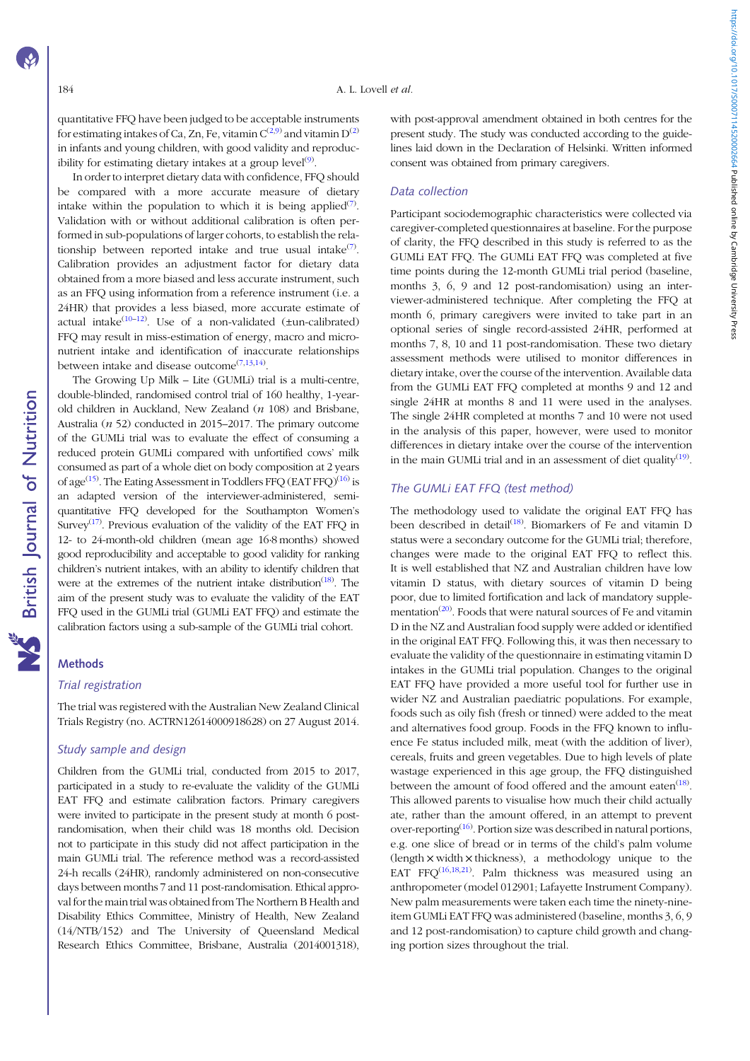quantitative FFQ have been judged to be acceptable instruments for estimating intakes of Ca, Zn, Fe, vitamin C[2,9] and vitamin D[2] in infants and young children, with good validity and reproducibility for estimating dietary intakes at a group level[9].

In order to interpret dietary data with confidence, FFQ should be compared with a more accurate measure of dietary intake within the population to which it is being applied[7]. Validation with or without additional calibration is often performed in sub-populations of larger cohorts, to establish the relationship between reported intake and true usual intake[7]. Calibration provides an adjustment factor for dietary data obtained from a more biased and less accurate instrument, such as an FFQ using information from a reference instrument (i.e. a 24HR) that provides a less biased, more accurate estimate of actual intake[10–12]. Use of a non-validated (±un-calibrated) FFQ may result in miss-estimation of energy, macro and micronutrient intake and identification of inaccurate relationships between intake and disease outcome[7,13,14].

The Growing Up Milk – Lite (GUMLi) trial is a multi-centre, double-blinded, randomised control trial of 160 healthy, 1-year-old children in Auckland, New Zealand (*n* 108) and Brisbane, Australia (*n* 52) conducted in 2015–2017. The primary outcome of the GUMLi trial was to evaluate the effect of consuming a reduced protein GUMLi compared with unfortified cows' milk consumed as part of a whole diet on body composition at 2 years of age[15]. The Eating Assessment in Toddlers FFQ (EAT FFQ)[16] is an adapted version of the interviewer-administered, semi-quantitative FFQ developed for the Southampton Women's Survey[17]. Previous evaluation of the validity of the EAT FFQ in 12- to 24-month-old children (mean age 16·8 months) showed good reproducibility and acceptable to good validity for ranking children's nutrient intakes, with an ability to identify children that were at the extremes of the nutrient intake distribution[18]. The aim of the present study was to evaluate the validity of the EAT FFQ used in the GUMLi trial (GUMLi EAT FFQ) and estimate the calibration factors using a sub-sample of the GUMLi trial cohort.

## Methods

### Trial registration

The trial was registered with the Australian New Zealand Clinical Trials Registry (no. ACTRN12614000918628) on 27 August 2014.

### Study sample and design

Children from the GUMLi trial, conducted from 2015 to 2017, participated in a study to re-evaluate the validity of the GUMLi EAT FFQ and estimate calibration factors. Primary caregivers were invited to participate in the present study at month 6 post-randomisation, when their child was 18 months old. Decision not to participate in this study did not affect participation in the main GUMLi trial. The reference method was a record-assisted 24-h recalls (24HR), randomly administered on non-consecutive days between months 7 and 11 post-randomisation. Ethical approval for the main trial was obtained from The Northern B Health and Disability Ethics Committee, Ministry of Health, New Zealand (14/NTB/152) and The University of Queensland Medical Research Ethics Committee, Brisbane, Australia (2014001318), with post-approval amendment obtained in both centres for the present study. The study was conducted according to the guidelines laid down in the Declaration of Helsinki. Written informed consent was obtained from primary caregivers.

### Data collection

Participant sociodemographic characteristics were collected via caregiver-completed questionnaires at baseline. For the purpose of clarity, the FFQ described in this study is referred to as the GUMLi EAT FFQ. The GUMLi EAT FFQ was completed at five time points during the 12-month GUMLi trial period (baseline, months 3, 6, 9 and 12 post-randomisation) using an interviewer-administered technique. After completing the FFQ at month 6, primary caregivers were invited to take part in an optional series of single record-assisted 24HR, performed at months 7, 8, 10 and 11 post-randomisation. These two dietary assessment methods were utilised to monitor differences in dietary intake, over the course of the intervention. Available data from the GUMLi EAT FFQ completed at months 9 and 12 and single 24HR at months 8 and 11 were used in the analyses. The single 24HR completed at months 7 and 10 were not used in the analysis of this paper, however, were used to monitor differences in dietary intake over the course of the intervention in the main GUMLi trial and in an assessment of diet quality[19].

### The GUMLi EAT FFQ (test method)

The methodology used to validate the original EAT FFQ has been described in detail[18]. Biomarkers of Fe and vitamin D status were a secondary outcome for the GUMLi trial; therefore, changes were made to the original EAT FFQ to reflect this. It is well established that NZ and Australian children have low vitamin D status, with dietary sources of vitamin D being poor, due to limited fortification and lack of mandatory supplementation[20]. Foods that were natural sources of Fe and vitamin D in the NZ and Australian food supply were added or identified in the original EAT FFQ. Following this, it was then necessary to evaluate the validity of the questionnaire in estimating vitamin D intakes in the GUMLi trial population. Changes to the original EAT FFQ have provided a more useful tool for further use in wider NZ and Australian paediatric populations. For example, foods such as oily fish (fresh or tinned) were added to the meat and alternatives food group. Foods in the FFQ known to influence Fe status included milk, meat (with the addition of liver), cereals, fruits and green vegetables. Due to high levels of plate wastage experienced in this age group, the FFQ distinguished between the amount of food offered and the amount eaten[18]. This allowed parents to visualise how much their child actually ate, rather than the amount offered, in an attempt to prevent over-reporting[16]. Portion size was described in natural portions, e.g. one slice of bread or in terms of the child's palm volume (length × width × thickness), a methodology unique to the EAT FFQ[16,18,21]. Palm thickness was measured using an anthropometer (model 012901; Lafayette Instrument Company). New palm measurements were taken each time the ninety-nine-item GUMLi EAT FFQ was administered (baseline, months 3, 6, 9 and 12 post-randomisation) to capture child growth and changing portion sizes throughout the trial.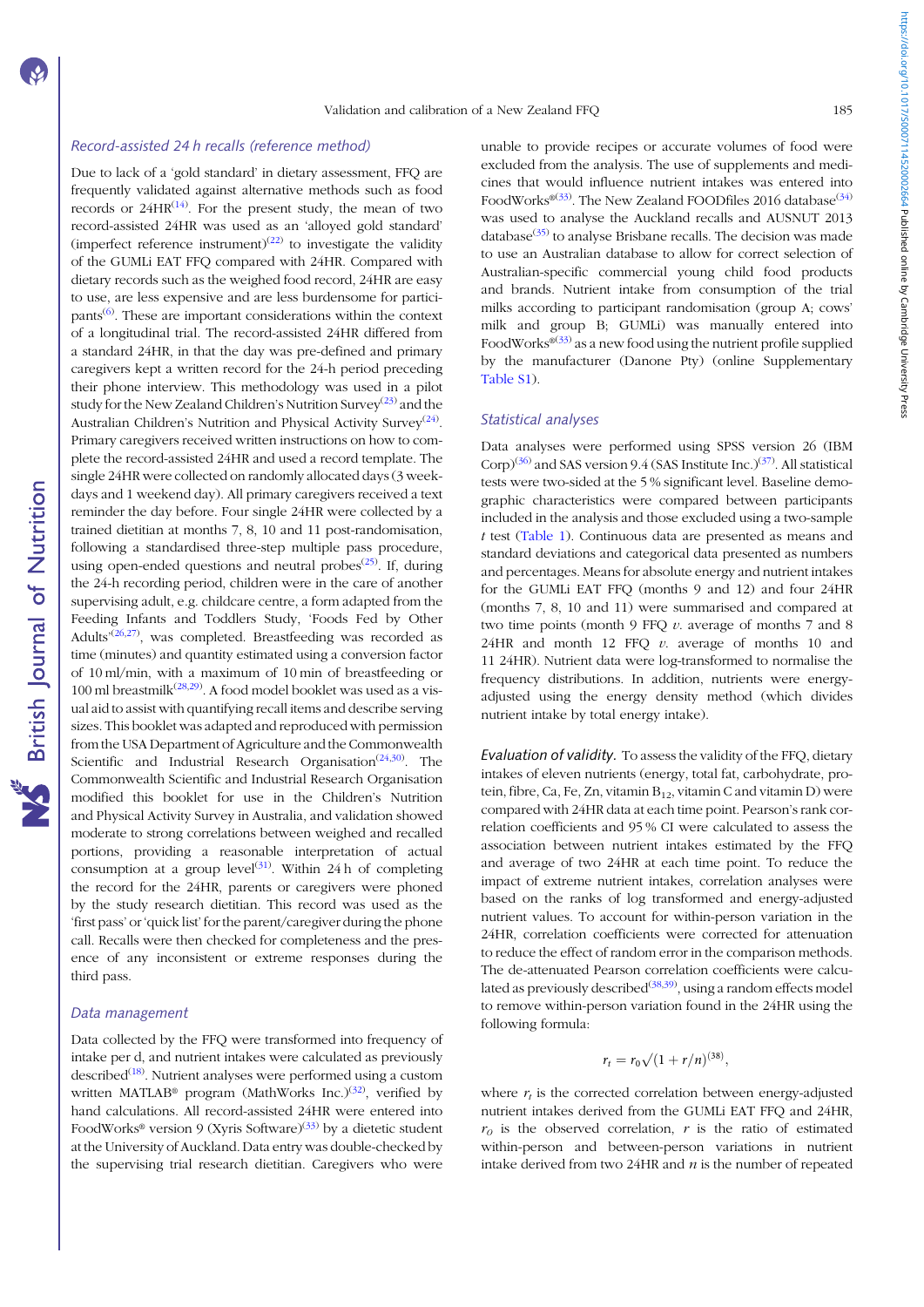### Record-assisted 24 h recalls (reference method)

Due to lack of a 'gold standard' in dietary assessment, FFQ are frequently validated against alternative methods such as food records or 24HR[14]. For the present study, the mean of two record-assisted 24HR was used as an 'alloyed gold standard' (imperfect reference instrument)[22] to investigate the validity of the GUMLi EAT FFQ compared with 24HR. Compared with dietary records such as the weighed food record, 24HR are easy to use, are less expensive and are less burdensome for participants[6]. These are important considerations within the context of a longitudinal trial. The record-assisted 24HR differed from a standard 24HR, in that the day was pre-defined and primary caregivers kept a written record for the 24-h period preceding their phone interview. This methodology was used in a pilot study for the New Zealand Children's Nutrition Survey[23] and the Australian Children's Nutrition and Physical Activity Survey[24]. Primary caregivers received written instructions on how to complete the record-assisted 24HR and used a record template. The single 24HR were collected on randomly allocated days (3 weekdays and 1 weekend day). All primary caregivers received a text reminder the day before. Four single 24HR were collected by a trained dietitian at months 7, 8, 10 and 11 post-randomisation, following a standardised three-step multiple pass procedure, using open-ended questions and neutral probes[25]. If, during the 24-h recording period, children were in the care of another supervising adult, e.g. childcare centre, a form adapted from the Feeding Infants and Toddlers Study, 'Foods Fed by Other Adults'[26,27], was completed. Breastfeeding was recorded as time (minutes) and quantity estimated using a conversion factor of 10 ml/min, with a maximum of 10 min of breastfeeding or 100 ml breastmilk[28,29]. A food model booklet was used as a visual aid to assist with quantifying recall items and describe serving sizes. This booklet was adapted and reproduced with permission from the USA Department of Agriculture and the Commonwealth Scientific and Industrial Research Organisation[24,30]. The Commonwealth Scientific and Industrial Research Organisation modified this booklet for use in the Children's Nutrition and Physical Activity Survey in Australia, and validation showed moderate to strong correlations between weighed and recalled portions, providing a reasonable interpretation of actual consumption at a group level[31]. Within 24 h of completing the record for the 24HR, parents or caregivers were phoned by the study research dietitian. This record was used as the 'first pass' or 'quick list' for the parent/caregiver during the phone call. Recalls were then checked for completeness and the presence of any inconsistent or extreme responses during the third pass.

### Data management

Data collected by the FFQ were transformed into frequency of intake per d, and nutrient intakes were calculated as previously described[18]. Nutrient analyses were performed using a custom written MATLAB® program (MathWorks Inc.)[32], verified by hand calculations. All record-assisted 24HR were entered into FoodWorks® version 9 (Xyris Software)[33] by a dietetic student at the University of Auckland. Data entry was double-checked by the supervising trial research dietitian. Caregivers who were unable to provide recipes or accurate volumes of food were excluded from the analysis. The use of supplements and medicines that would influence nutrient intakes was entered into FoodWorks®[33]. The New Zealand FOODfiles 2016 database[34] was used to analyse the Auckland recalls and AUSNUT 2013 database[35] to analyse Brisbane recalls. The decision was made to use an Australian database to allow for correct selection of Australian-specific commercial young child food products and brands. Nutrient intake from consumption of the trial milks according to participant randomisation (group A; cows' milk and group B; GUMLi) was manually entered into FoodWorks®[33] as a new food using the nutrient profile supplied by the manufacturer (Danone Pty) (online Supplementary Table S1).

### Statistical analyses

Data analyses were performed using SPSS version 26 (IBM Corp)[36] and SAS version 9.4 (SAS Institute Inc.)[37]. All statistical tests were two-sided at the 5 % significant level. Baseline demographic characteristics were compared between participants included in the analysis and those excluded using a two-sample *t* test (Table 1). Continuous data are presented as means and standard deviations and categorical data presented as numbers and percentages. Means for absolute energy and nutrient intakes for the GUMLi EAT FFQ (months 9 and 12) and four 24HR (months 7, 8, 10 and 11) were summarised and compared at two time points (month 9 FFQ *v.* average of months 7 and 8 24HR and month 12 FFQ *v.* average of months 10 and 11 24HR). Nutrient data were log-transformed to normalise the frequency distributions. In addition, nutrients were energy-adjusted using the energy density method (which divides nutrient intake by total energy intake).

*Evaluation of validity.* To assess the validity of the FFQ, dietary intakes of eleven nutrients (energy, total fat, carbohydrate, protein, fibre, Ca, Fe, Zn, vitamin $B_{12}$, vitamin C and vitamin D) were compared with 24HR data at each time point. Pearson's rank correlation coefficients and 95 % CI were calculated to assess the association between nutrient intakes estimated by the FFQ and average of two 24HR at each time point. To reduce the impact of extreme nutrient intakes, correlation analyses were based on the ranks of log transformed and energy-adjusted nutrient values. To account for within-person variation in the 24HR, correlation coefficients were corrected for attenuation to reduce the effect of random error in the comparison methods. The de-attenuated Pearson correlation coefficients were calculated as previously described[38,39], using a random effects model to remove within-person variation found in the 24HR using the following formula:

$$r_t = r_0\sqrt{(1 + r/n)}^{(38)},$$

where $r_t$ is the corrected correlation between energy-adjusted nutrient intakes derived from the GUMLi EAT FFQ and 24HR, $r_o$ is the observed correlation, $r$ is the ratio of estimated within-person and between-person variations in nutrient intake derived from two 24HR and $n$ is the number of repeated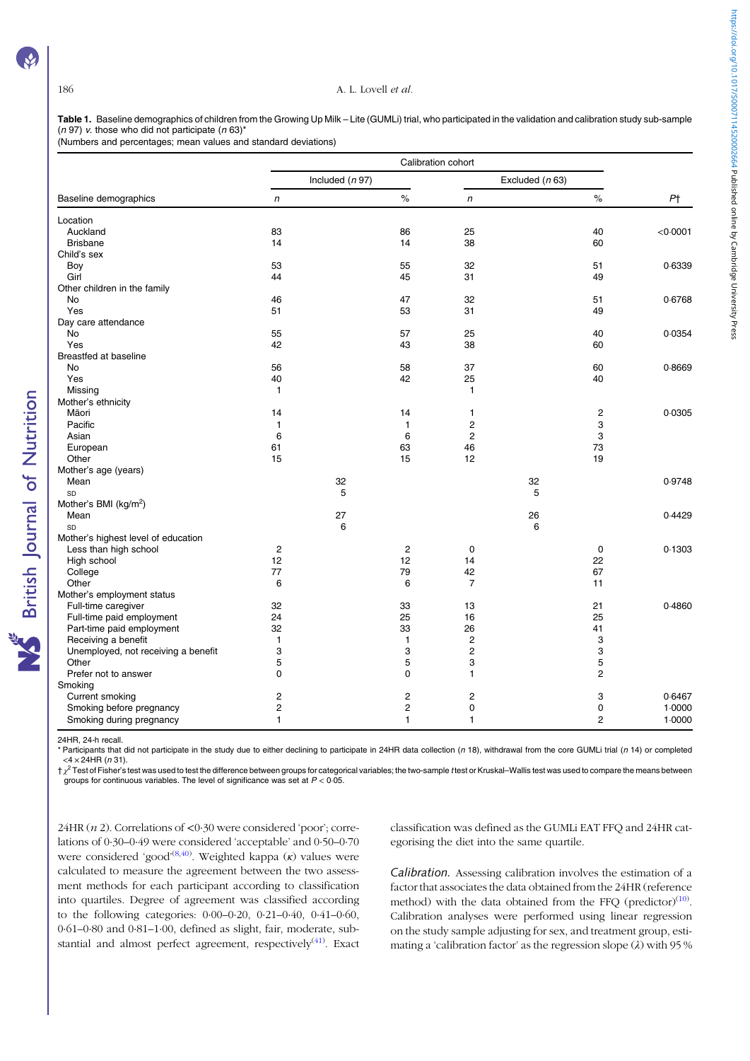**Table 1.** Baseline demographics of children from the Growing Up Milk – Lite (GUMLi) trial, who participated in the validation and calibration study sub-sample (*n* 97) *v.* those who did not participate (*n* 63)*

(Numbers and percentages; mean values and standard deviations)

| | Calibration cohort | | | | |
|---|---|---|---|---|---|
| | Included (*n* 97) | | Excluded (*n* 63) | | |
| Baseline demographics | *n* | % | *n* | % | *P*† |
| **Location** | | | | | |
| Auckland | 83 | 86 | 25 | 40 | <0·0001 |
| Brisbane | 14 | 14 | 38 | 60 | |
| **Child's sex** | | | | | |
| Boy | 53 | 55 | 32 | 51 | 0·6339 |
| Girl | 44 | 45 | 31 | 49 | |
| **Other children in the family** | | | | | |
| No | 46 | 47 | 32 | 51 | 0·6768 |
| Yes | 51 | 53 | 31 | 49 | |
| **Day care attendance** | | | | | |
| No | 55 | 57 | 25 | 40 | 0·0354 |
| Yes | 42 | 43 | 38 | 60 | |
| **Breastfed at baseline** | | | | | |
| No | 56 | 58 | 37 | 60 | 0·8669 |
| Yes | 40 | 42 | 25 | 40 | |
| Missing | 1 | | 1 | | |
| **Mother's ethnicity** | | | | | |
| Māori | 14 | 14 | 1 | 2 | 0·0305 |
| Pacific | 1 | 1 | 2 | 3 | |
| Asian | 6 | 6 | 2 | 3 | |
| European | 61 | 63 | 46 | 73 | |
| Other | 15 | 15 | 12 | 19 | |
| **Mother's age (years)** | | | | | |
| Mean | 32 | | 32 | | 0·9748 |
| SD | 5 | | 5 | | |
| **Mother's BMI (kg/m$^2$)** | | | | | |
| Mean | 27 | | 26 | | 0·4429 |
| SD | 6 | | 6 | | |
| **Mother's highest level of education** | | | | | |
| Less than high school | 2 | 2 | 0 | 0 | 0·1303 |
| High school | 12 | 12 | 14 | 22 | |
| College | 77 | 79 | 42 | 67 | |
| Other | 6 | 6 | 7 | 11 | |
| **Mother's employment status** | | | | | |
| Full-time caregiver | 32 | 33 | 13 | 21 | 0·4860 |
| Full-time paid employment | 24 | 25 | 16 | 25 | |
| Part-time paid employment | 32 | 33 | 26 | 41 | |
| Receiving a benefit | 1 | 1 | 2 | 3 | |
| Unemployed, not receiving a benefit | 3 | 3 | 2 | 3 | |
| Other | 5 | 5 | 3 | 5 | |
| Prefer not to answer | 0 | 0 | 1 | 2 | |
| **Smoking** | | | | | |
| Current smoking | 2 | 2 | 2 | 3 | 0·6467 |
| Smoking before pregnancy | 2 | 2 | 0 | 0 | 1·0000 |
| Smoking during pregnancy | 1 | 1 | 1 | 2 | 1·0000 |

24HR, 24-h recall.

\* Participants that did not participate in the study due to either declining to participate in 24HR data collection (*n* 18), withdrawal from the core GUMLi trial (*n* 14) or completed <4 × 24HR (*n* 31).

† $\chi^2$ Test of Fisher's test was used to test the difference between groups for categorical variables; the two-sample *t* test or Kruskal–Wallis test was used to compare the means between groups for continuous variables. The level of significance was set at $P < 0·05$.

24HR (*n* 2). Correlations of <0·30 were considered 'poor'; correlations of 0·30–0·49 were considered 'acceptable' and 0·50–0·70 were considered 'good'[8,40]. Weighted kappa ($\kappa$) values were calculated to measure the agreement between the two assessment methods for each participant according to classification into quartiles. Degree of agreement was classified according to the following categories: 0·00–0·20, 0·21–0·40, 0·41–0·60, 0·61–0·80 and 0·81–1·00, defined as slight, fair, moderate, substantial and almost perfect agreement, respectively[41]. Exact classification was defined as the GUMLi EAT FFQ and 24HR categorising the diet into the same quartile.

*Calibration.* Assessing calibration involves the estimation of a factor that associates the data obtained from the 24HR (reference method) with the data obtained from the FFQ (predictor)[10]. Calibration analyses were performed using linear regression on the study sample adjusting for sex, and treatment group, estimating a 'calibration factor' as the regression slope ($\lambda$) with 95 %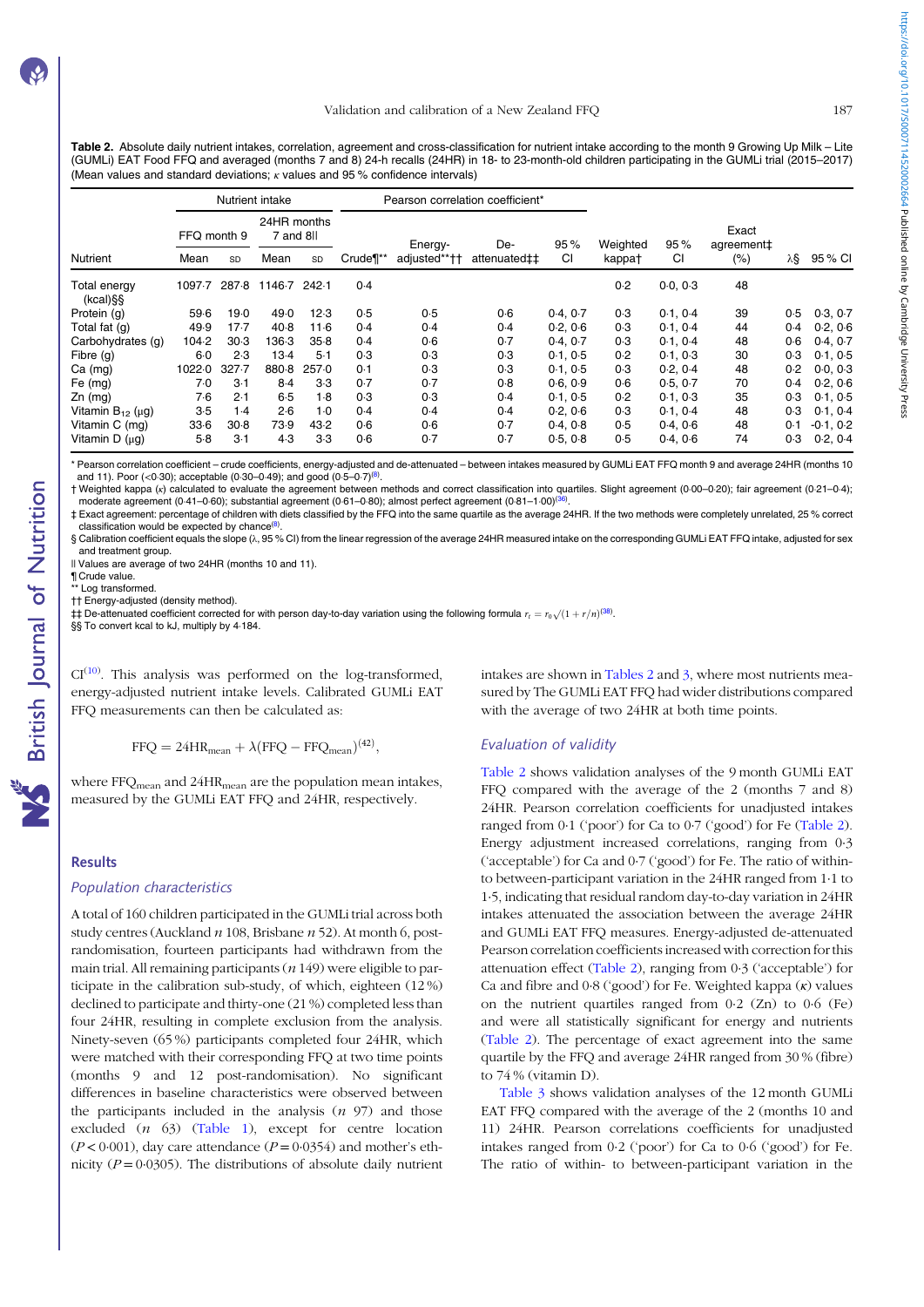**Table 2.** Absolute daily nutrient intakes, correlation, agreement and cross-classification for nutrient intake according to the month 9 Growing Up Milk – Lite (GUMLi) EAT Food FFQ and averaged (months 7 and 8) 24-h recalls (24HR) in 18- to 23-month-old children participating in the GUMLi trial (2015–2017) (Mean values and standard deviations; κ values and 95 % confidence intervals)

| | Nutrient intake | | | | Pearson correlation coefficient* | | | | | | | | |
|---|---|---|---|---|---|---|---|---|---|---|---|---|---|
| | FFQ month 9 | | 24HR months 7 and 8‖ | | | | | | | | | | |
| Nutrient | Mean | SD | Mean | SD | Crude¶** | Energy-adjusted**†† | De-attenuated‡‡ | 95 % CI | Weighted kappa† | 95 % CI | Exact agreement‡ (%) | λ§ | 95 % CI |
| Total energy (kcal)§§ | 1097·7 | 287·8 | 1146·7 | 242·1 | 0·4 | | | | 0·2 | 0·0, 0·3 | 48 | | |
| Protein (g) | 59·6 | 19·0 | 49·0 | 12·3 | 0·5 | 0·5 | 0·6 | 0·4, 0·7 | 0·3 | 0·1, 0·4 | 39 | 0·5 | 0·3, 0·7 |
| Total fat (g) | 49·9 | 17·7 | 40·8 | 11·6 | 0·4 | 0·4 | 0·4 | 0·2, 0·6 | 0·3 | 0·1, 0·4 | 44 | 0·4 | 0·2, 0·6 |
| Carbohydrates (g) | 104·2 | 30·3 | 136·3 | 35·8 | 0·4 | 0·6 | 0·7 | 0·4, 0·7 | 0·3 | 0·1, 0·4 | 48 | 0·6 | 0·4, 0·7 |
| Fibre (g) | 6·0 | 2·3 | 13·4 | 5·1 | 0·3 | 0·3 | 0·3 | 0·1, 0·5 | 0·2 | 0·1, 0·3 | 30 | 0·3 | 0·1, 0·5 |
| Ca (mg) | 1022·0 | 327·7 | 880·8 | 257·0 | 0·1 | 0·3 | 0·3 | 0·1, 0·5 | 0·3 | 0·2, 0·4 | 48 | 0·2 | 0·0, 0·3 |
| Fe (mg) | 7·0 | 3·1 | 8·4 | 3·3 | 0·7 | 0·7 | 0·8 | 0·6, 0·9 | 0·6 | 0·5, 0·7 | 70 | 0·4 | 0·2, 0·6 |
| Zn (mg) | 7·6 | 2·1 | 6·5 | 1·8 | 0·3 | 0·3 | 0·4 | 0·1, 0·5 | 0·2 | 0·1, 0·3 | 35 | 0·3 | 0·1, 0·5 |
| Vitamin $B_{12}$ (μg) | 3·5 | 1·4 | 2·6 | 1·0 | 0·4 | 0·4 | 0·4 | 0·2, 0·6 | 0·3 | 0·1, 0·4 | 48 | 0·3 | 0·1, 0·4 |
| Vitamin C (mg) | 33·6 | 30·8 | 73·9 | 43·2 | 0·6 | 0·6 | 0·7 | 0·4, 0·8 | 0·5 | 0·4, 0·6 | 48 | 0·1 | −0·1, 0·2 |
| Vitamin D (μg) | 5·8 | 3·1 | 4·3 | 3·3 | 0·6 | 0·7 | 0·7 | 0·5, 0·8 | 0·5 | 0·4, 0·6 | 74 | 0·3 | 0·2, 0·4 |

\* Pearson correlation coefficient – crude coefficients, energy-adjusted and de-attenuated – between intakes measured by GUMLi EAT FFQ month 9 and average 24HR (months 10 and 11). Poor (<0·30); acceptable (0·30–0·49); and good (0·5–0·7)[8].
† Weighted kappa (κ) calculated to evaluate the agreement between methods and correct classification into quartiles. Slight agreement (0·00–0·20); fair agreement (0·21–0·4); moderate agreement (0·41–0·60); substantial agreement (0·61–0·80); almost perfect agreement (0·81–1·00)[36].
‡ Exact agreement: percentage of children with diets classified by the FFQ into the same quartile as the average 24HR. If the two methods were completely unrelated, 25 % correct classification would be expected by chance[8].
§ Calibration coefficient equals the slope (λ, 95 % CI) from the linear regression of the average 24HR measured intake on the corresponding GUMLi EAT FFQ intake, adjusted for sex and treatment group.
‖ Values are average of two 24HR (months 10 and 11).
¶ Crude value.
\*\* Log transformed.
†† Energy-adjusted (density method).
‡‡ De-attenuated coefficient corrected for with person day-to-day variation using the following formula $r_t = r_0\sqrt{(1 + r/n)}$[38].
§§ To convert kcal to kJ, multiply by 4·184.

CI[10]. This analysis was performed on the log-transformed, energy-adjusted nutrient intake levels. Calibrated GUMLi EAT FFQ measurements can then be calculated as:

$$\text{FFQ} = 24\text{HR}_{\text{mean}} + \lambda(\text{FFQ} - \text{FFQ}_{\text{mean}})^{(42)},$$

where $\text{FFQ}_{\text{mean}}$ and $24\text{HR}_{\text{mean}}$ are the population mean intakes, measured by the GUMLi EAT FFQ and 24HR, respectively.

## Results

### *Population characteristics*

A total of 160 children participated in the GUMLi trial across both study centres (Auckland *n* 108, Brisbane *n* 52). At month 6, post-randomisation, fourteen participants had withdrawn from the main trial. All remaining participants (*n* 149) were eligible to participate in the calibration sub-study, of which, eighteen (12 %) declined to participate and thirty-one (21 %) completed less than four 24HR, resulting in complete exclusion from the analysis. Ninety-seven (65 %) participants completed four 24HR, which were matched with their corresponding FFQ at two time points (months 9 and 12 post-randomisation). No significant differences in baseline characteristics were observed between the participants included in the analysis (*n* 97) and those excluded (*n* 63) (Table 1), except for centre location ($P < 0·001$), day care attendance ($P = 0·0354$) and mother's ethnicity ($P = 0·0305$). The distributions of absolute daily nutrient intakes are shown in Tables 2 and 3, where most nutrients measured by The GUMLi EAT FFQ had wider distributions compared with the average of two 24HR at both time points.

### *Evaluation of validity*

Table 2 shows validation analyses of the 9 month GUMLi EAT FFQ compared with the average of the 2 (months 7 and 8) 24HR. Pearson correlation coefficients for unadjusted intakes ranged from 0·1 ('poor') for Ca to 0·7 ('good') for Fe (Table 2). Energy adjustment increased correlations, ranging from 0·3 ('acceptable') for Ca and 0·7 ('good') for Fe. The ratio of within- to between-participant variation in the 24HR ranged from 1·1 to 1·5, indicating that residual random day-to-day variation in 24HR intakes attenuated the association between the average 24HR and GUMLi EAT FFQ measures. Energy-adjusted de-attenuated Pearson correlation coefficients increased with correction for this attenuation effect (Table 2), ranging from 0·3 ('acceptable') for Ca and fibre and 0·8 ('good') for Fe. Weighted kappa (κ) values on the nutrient quartiles ranged from 0·2 (Zn) to 0·6 (Fe) and were all statistically significant for energy and nutrients (Table 2). The percentage of exact agreement into the same quartile by the FFQ and average 24HR ranged from 30 % (fibre) to 74 % (vitamin D).

Table 3 shows validation analyses of the 12 month GUMLi EAT FFQ compared with the average of the 2 (months 10 and 11) 24HR. Pearson correlations coefficients for unadjusted intakes ranged from 0·2 ('poor') for Ca to 0·6 ('good') for Fe. The ratio of within- to between-participant variation in the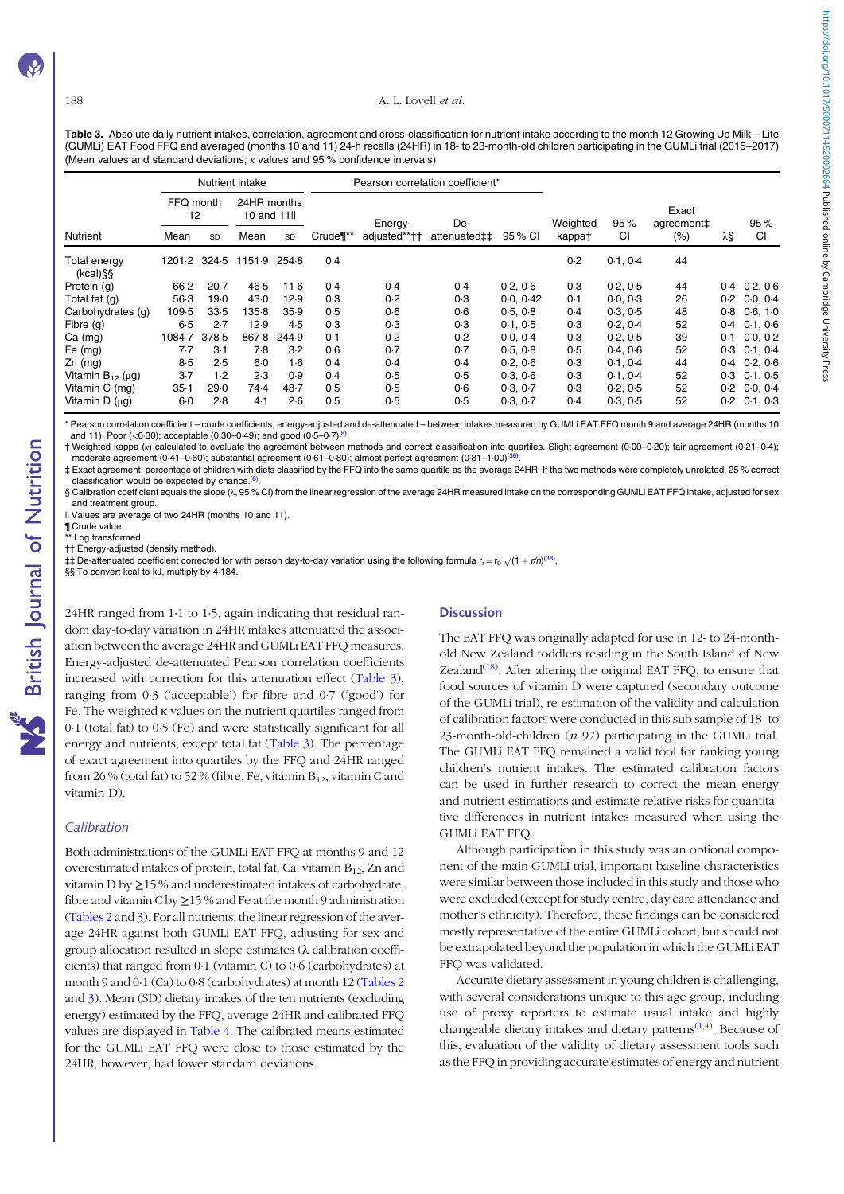**Table 3.** Absolute daily nutrient intakes, correlation, agreement and cross-classification for nutrient intake according to the month 12 Growing Up Milk – Lite (GUMLi) EAT Food FFQ and averaged (months 10 and 11) 24-h recalls (24HR) in 18- to 23-month-old children participating in the GUMLi trial (2015–2017)
(Mean values and standard deviations; $\kappa$ values and 95 % confidence intervals)

| | Nutrient intake | | | | Pearson correlation coefficient* | | | | | | | | |
|---|---|---|---|---|---|---|---|---|---|---|---|---|---|
| | FFQ month 12 | | 24HR months 10 and 11‖ | | | | | | | | | | |
| Nutrient | Mean | SD | Mean | SD | Crude¶** | Energy-adjusted**†† | De-attenuated‡‡ | 95 % CI | Weighted kappa† | 95 % CI | Exact agreement‡ (%) | λ§ | 95 % CI |
| Total energy (kcal)§§ | 1201·2 | 324·5 | 1151·9 | 254·8 | 0·4 | | | | 0·2 | 0·1, 0·4 | 44 | | |
| Protein (g) | 66·2 | 20·7 | 46·5 | 11·6 | 0·4 | 0·4 | 0·4 | 0·2, 0·6 | 0·3 | 0·2, 0·5 | 44 | 0·4 | 0·2, 0·6 |
| Total fat (g) | 56·3 | 19·0 | 43·0 | 12·9 | 0·3 | 0·2 | 0·3 | 0·0, 0·42 | 0·1 | 0·0, 0·3 | 26 | 0·2 | 0·0, 0·4 |
| Carbohydrates (g) | 109·5 | 33·5 | 135·8 | 35·9 | 0·5 | 0·6 | 0·6 | 0·5, 0·8 | 0·4 | 0·3, 0·5 | 48 | 0·8 | 0·6, 1·0 |
| Fibre (g) | 6·5 | 2·7 | 12·9 | 4·5 | 0·3 | 0·3 | 0·3 | 0·1, 0·5 | 0·3 | 0·2, 0·4 | 52 | 0·4 | 0·1, 0·6 |
| Ca (mg) | 1084·7 | 378·5 | 867·8 | 244·9 | 0·1 | 0·2 | 0·2 | 0·0, 0·4 | 0·3 | 0·2, 0·5 | 39 | 0·1 | 0·0, 0·2 |
| Fe (mg) | 7·7 | 3·1 | 7·8 | 3·2 | 0·6 | 0·7 | 0·7 | 0·5, 0·8 | 0·5 | 0·4, 0·6 | 52 | 0·3 | 0·1, 0·4 |
| Zn (mg) | 8·5 | 2·5 | 6·0 | 1·6 | 0·4 | 0·4 | 0·4 | 0·2, 0·6 | 0·3 | 0·1, 0·4 | 44 | 0·4 | 0·2, 0·6 |
| Vitamin $B_{12}$ (μg) | 3·7 | 1·2 | 2·3 | 0·9 | 0·4 | 0·5 | 0·5 | 0·3, 0·6 | 0·3 | 0·1, 0·4 | 52 | 0·3 | 0·1, 0·5 |
| Vitamin C (mg) | 35·1 | 29·0 | 74·4 | 48·7 | 0·5 | 0·5 | 0·6 | 0·3, 0·7 | 0·3 | 0·2, 0·5 | 52 | 0·2 | 0·0, 0·4 |
| Vitamin D (μg) | 6·0 | 2·8 | 4·1 | 2·6 | 0·5 | 0·5 | 0·5 | 0·3, 0·7 | 0·4 | 0·3, 0·5 | 52 | 0·2 | 0·1, 0·3 |

\* Pearson correlation coefficient – crude coefficients, energy-adjusted and de-attenuated – between intakes measured by GUMLi EAT FFQ month 9 and average 24HR (months 10 and 11). Poor (<0·30); acceptable (0·30–0·49); and good (0·5–0·7)[8].
† Weighted kappa ($\kappa$) calculated to evaluate the agreement between methods and correct classification into quartiles. Slight agreement (0·00–0·20); fair agreement (0·21–0·4); moderate agreement (0·41–0·60); substantial agreement (0·61–0·80); almost perfect agreement (0·81–1·00)[36].
‡ Exact agreement: percentage of children with diets classified by the FFQ into the same quartile as the average 24HR. If the two methods were completely unrelated, 25 % correct classification would be expected by chance[8].
§ Calibration coefficient equals the slope (λ, 95 % CI) from the linear regression of the average 24HR measured intake on the corresponding GUMLi EAT FFQ intake, adjusted for sex and treatment group.
‖ Values are average of two 24HR (months 10 and 11).
¶ Crude value.
\*\* Log transformed.
†† Energy-adjusted (density method).
‡‡ De-attenuated coefficient corrected for with person day-to-day variation using the following formula $r_r = r_0\sqrt{(1 + r/n)}$[38].
§§ To convert kcal to kJ, multiply by 4·184.

24HR ranged from 1·1 to 1·5, again indicating that residual random day-to-day variation in 24HR intakes attenuated the association between the average 24HR and GUMLi EAT FFQ measures. Energy-adjusted de-attenuated Pearson correlation coefficients increased with correction for this attenuation effect (Table 3), ranging from 0·3 ('acceptable') for fibre and 0·7 ('good') for Fe. The weighted κ values on the nutrient quartiles ranged from 0·1 (total fat) to 0·5 (Fe) and were statistically significant for all energy and nutrients, except total fat (Table 3). The percentage of exact agreement into quartiles by the FFQ and 24HR ranged from 26 % (total fat) to 52 % (fibre, Fe, vitamin $B_{12}$, vitamin C and vitamin D).

### *Calibration*

Both administrations of the GUMLi EAT FFQ at months 9 and 12 overestimated intakes of protein, total fat, Ca, vitamin $B_{12}$, Zn and vitamin D by ≥15 % and underestimated intakes of carbohydrate, fibre and vitamin C by ≥15 % and Fe at the month 9 administration (Tables 2 and 3). For all nutrients, the linear regression of the average 24HR against both GUMLi EAT FFQ, adjusting for sex and group allocation resulted in slope estimates (λ calibration coefficients) that ranged from 0·1 (vitamin C) to 0·6 (carbohydrates) at month 9 and 0·1 (Ca) to 0·8 (carbohydrates) at month 12 (Tables 2 and 3). Mean (SD) dietary intakes of the ten nutrients (excluding energy) estimated by the FFQ, average 24HR and calibrated FFQ values are displayed in Table 4. The calibrated means estimated for the GUMLi EAT FFQ were close to those estimated by the 24HR, however, had lower standard deviations.

## Discussion

The EAT FFQ was originally adapted for use in 12- to 24-month-old New Zealand toddlers residing in the South Island of New Zealand[18]. After altering the original EAT FFQ, to ensure that food sources of vitamin D were captured (secondary outcome of the GUMLi trial), re-estimation of the validity and calculation of calibration factors were conducted in this sub sample of 18- to 23-month-old-children ($n$ 97) participating in the GUMLi trial. The GUMLi EAT FFQ remained a valid tool for ranking young children's nutrient intakes. The estimated calibration factors can be used in further research to correct the mean energy and nutrient estimations and estimate relative risks for quantitative differences in nutrient intakes measured when using the GUMLi EAT FFQ.

Although participation in this study was an optional component of the main GUMLi trial, important baseline characteristics were similar between those included in this study and those who were excluded (except for study centre, day care attendance and mother's ethnicity). Therefore, these findings can be considered mostly representative of the entire GUMLi cohort, but should not be extrapolated beyond the population in which the GUMLi EAT FFQ was validated.

Accurate dietary assessment in young children is challenging, with several considerations unique to this age group, including use of proxy reporters to estimate usual intake and highly changeable dietary intakes and dietary patterns[1,4]. Because of this, evaluation of the validity of dietary assessment tools such as the FFQ in providing accurate estimates of energy and nutrient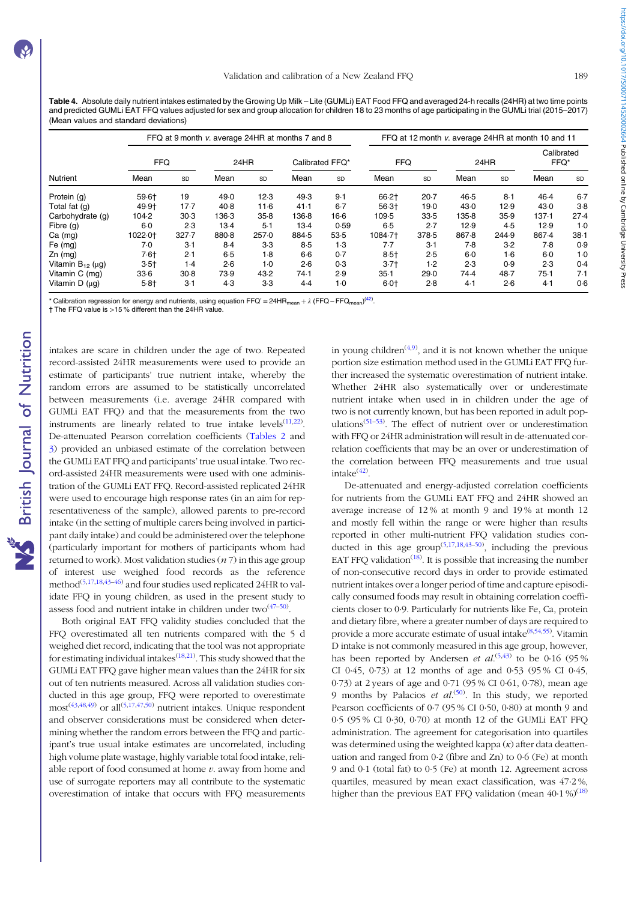**Table 4.** Absolute daily nutrient intakes estimated by the Growing Up Milk – Lite (GUMLi) EAT Food FFQ and averaged 24-h recalls (24HR) at two time points and predicted GUMLi EAT FFQ values adjusted for sex and group allocation for children 18 to 23 months of age participating in the GUMLi trial (2015–2017) (Mean values and standard deviations)

| | FFQ at 9 month *v.* average 24HR at months 7 and 8 | | | | | | FFQ at 12 month *v.* average 24HR at month 10 and 11 | | | | | |
|---|---|---|---|---|---|---|---|---|---|---|---|---|
| | FFQ | | 24HR | | Calibrated FFQ* | | FFQ | | 24HR | | Calibrated FFQ* | |
| Nutrient | Mean | SD | Mean | SD | Mean | SD | Mean | SD | Mean | SD | Mean | SD |
| Protein (g) | 59·6† | 19 | 49·0 | 12·3 | 49·3 | 9·1 | 66·2† | 20·7 | 46·5 | 8·1 | 46·4 | 6·7 |
| Total fat (g) | 49·9† | 17·7 | 40·8 | 11·6 | 41·1 | 6·7 | 56·3† | 19·0 | 43·0 | 12·9 | 43·0 | 3·8 |
| Carbohydrate (g) | 104·2 | 30·3 | 136·3 | 35·8 | 136·8 | 16·6 | 109·5 | 33·5 | 135·8 | 35·9 | 137·1 | 27·4 |
| Fibre (g) | 6·0 | 2·3 | 13·4 | 5·1 | 13·4 | 0·59 | 6·5 | 2·7 | 12·9 | 4·5 | 12·9 | 1·0 |
| Ca (mg) | 1022·0† | 327·7 | 880·8 | 257·0 | 884·5 | 53·5 | 1084·7† | 378·5 | 867·8 | 244·9 | 867·4 | 38·1 |
| Fe (mg) | 7·0 | 3·1 | 8·4 | 3·3 | 8·5 | 1·3 | 7·7 | 3·1 | 7·8 | 3·2 | 7·8 | 0·9 |
| Zn (mg) | 7·6† | 2·1 | 6·5 | 1·8 | 6·6 | 0·7 | 8·5† | 2·5 | 6·0 | 1·6 | 6·0 | 1·0 |
| Vitamin $B_{12}$ (μg) | 3·5† | 1·4 | 2·6 | 1·0 | 2·6 | 0·3 | 3·7† | 1·2 | 2·3 | 0·9 | 2·3 | 0·4 |
| Vitamin C (mg) | 33·6 | 30·8 | 73·9 | 43·2 | 74·1 | 2·9 | 35·1 | 29·0 | 74·4 | 48·7 | 75·1 | 7·1 |
| Vitamin D (μg) | 5·8† | 3·1 | 4·3 | 3·3 | 4·4 | 1·0 | 6·0† | 2·8 | 4·1 | 2·6 | 4·1 | 0·6 |

\* Calibration regression for energy and nutrients, using equation $FFQ' = 24HR_{mean} + \lambda\,(FFQ - FFQ_{mean})$[42].
† The FFQ value is >15 % different than the 24HR value.

intakes are scarce in children under the age of two. Repeated record-assisted 24HR measurements were used to provide an estimate of participants' true nutrient intake, whereby the random errors are assumed to be statistically uncorrelated between measurements (i.e. average 24HR compared with GUMLi EAT FFQ) and that the measurements from the two instruments are linearly related to true intake levels[11,22]. De-attenuated Pearson correlation coefficients (Tables 2 and 3) provided an unbiased estimate of the correlation between the GUMLi EAT FFQ and participants' true usual intake. Two record-assisted 24HR measurements were used with one administration of the GUMLi EAT FFQ. Record-assisted replicated 24HR were used to encourage high response rates (in an aim for representativeness of the sample), allowed parents to pre-record intake (in the setting of multiple carers being involved in participant daily intake) and could be administered over the telephone (particularly important for mothers of participants whom had returned to work). Most validation studies (*n* 7) in this age group of interest use weighed food records as the reference method[5,17,18,43–46] and four studies used replicated 24HR to validate FFQ in young children, as used in the present study to assess food and nutrient intake in children under two[47–50].

Both original EAT FFQ validity studies concluded that the FFQ overestimated all ten nutrients compared with the 5 d weighed diet record, indicating that the tool was not appropriate for estimating individual intakes[18,21]. This study showed that the GUMLi EAT FFQ gave higher mean values than the 24HR for six out of ten nutrients measured. Across all validation studies conducted in this age group, FFQ were reported to overestimate most[43,48,49] or all[5,17,47,50] nutrient intakes. Unique respondent and observer considerations must be considered when determining whether the random errors between the FFQ and participant's true usual intake estimates are uncorrelated, including high volume plate wastage, highly variable total food intake, reliable report of food consumed at home *v.* away from home and use of surrogate reporters may all contribute to the systematic overestimation of intake that occurs with FFQ measurements in young children[4,9], and it is not known whether the unique portion size estimation method used in the GUMLi EAT FFQ further increased the systematic overestimation of nutrient intake. Whether 24HR also systematically over or underestimate nutrient intake when used in in children under the age of two is not currently known, but has been reported in adult populations[51–53]. The effect of nutrient over or underestimation with FFQ or 24HR administration will result in de-attenuated correlation coefficients that may be an over or underestimation of the correlation between FFQ measurements and true usual intake[42].

De-attenuated and energy-adjusted correlation coefficients for nutrients from the GUMLi EAT FFQ and 24HR showed an average increase of 12 % at month 9 and 19 % at month 12 and mostly fell within the range or were higher than results reported in other multi-nutrient FFQ validation studies conducted in this age group[5,17,18,43–50], including the previous EAT FFQ validation[18]. It is possible that increasing the number of non-consecutive record days in order to provide estimated nutrient intakes over a longer period of time and capture episodically consumed foods may result in obtaining correlation coefficients closer to 0·9. Particularly for nutrients like Fe, Ca, protein and dietary fibre, where a greater number of days are required to provide a more accurate estimate of usual intake[8,54,55]. Vitamin D intake is not commonly measured in this age group, however, has been reported by Andersen *et al.*[5,43] to be 0·16 (95 % CI 0·45, 0·73) at 12 months of age and 0·53 (95 % CI 0·45, 0·73) at 2 years of age and 0·71 (95 % CI 0·61, 0·78), mean age 9 months by Palacios *et al.*[50]. In this study, we reported Pearson coefficients of 0·7 (95 % CI 0·50, 0·80) at month 9 and 0·5 (95 % CI 0·30, 0·70) at month 12 of the GUMLi EAT FFQ administration. The agreement for categorisation into quartiles was determined using the weighted kappa (κ) after data deattenuation and ranged from 0·2 (fibre and Zn) to 0·6 (Fe) at month 9 and 0·1 (total fat) to 0·5 (Fe) at month 12. Agreement across quartiles, measured by mean exact classification, was 47·2 %, higher than the previous EAT FFQ validation (mean 40·1 %)[18]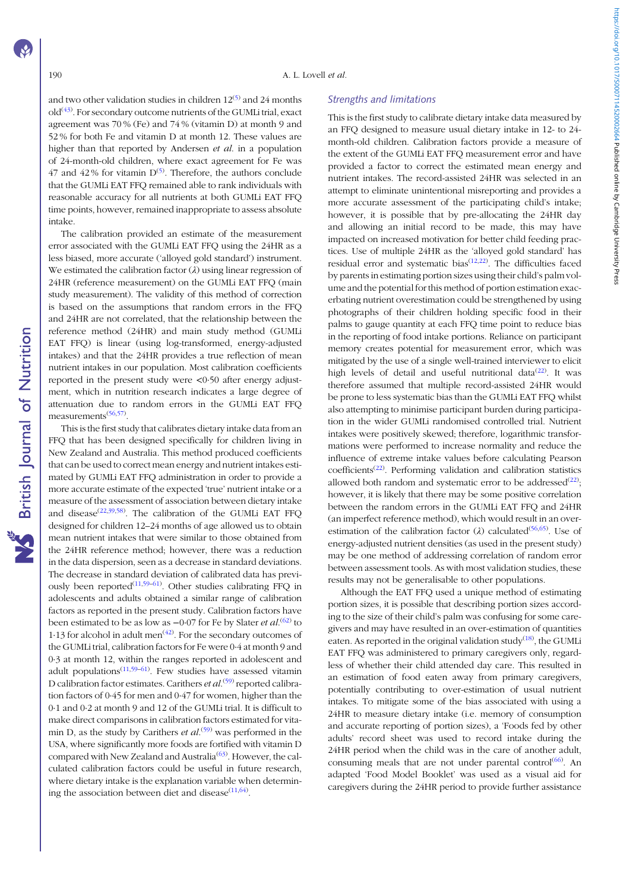and two other validation studies in children 12[5] and 24 months old[43]. For secondary outcome nutrients of the GUMLi trial, exact agreement was 70 % (Fe) and 74 % (vitamin D) at month 9 and 52 % for both Fe and vitamin D at month 12. These values are higher than that reported by Andersen *et al.* in a population of 24-month-old children, where exact agreement for Fe was 47 and 42 % for vitamin D[5]. Therefore, the authors conclude that the GUMLi EAT FFQ remained able to rank individuals with reasonable accuracy for all nutrients at both GUMLi EAT FFQ time points, however, remained inappropriate to assess absolute intake.

The calibration provided an estimate of the measurement error associated with the GUMLi EAT FFQ using the 24HR as a less biased, more accurate ('alloyed gold standard') instrument. We estimated the calibration factor ($\lambda$) using linear regression of 24HR (reference measurement) on the GUMLi EAT FFQ (main study measurement). The validity of this method of correction is based on the assumptions that random errors in the FFQ and 24HR are not correlated, that the relationship between the reference method (24HR) and main study method (GUMLi EAT FFQ) is linear (using log-transformed, energy-adjusted intakes) and that the 24HR provides a true reflection of mean nutrient intakes in our population. Most calibration coefficients reported in the present study were <0·50 after energy adjustment, which in nutrition research indicates a large degree of attenuation due to random errors in the GUMLi EAT FFQ measurements[56,57].

This is the first study that calibrates dietary intake data from an FFQ that has been designed specifically for children living in New Zealand and Australia. This method produced coefficients that can be used to correct mean energy and nutrient intakes estimated by GUMLi EAT FFQ administration in order to provide a more accurate estimate of the expected 'true' nutrient intake or a measure of the assessment of association between dietary intake and disease[22,39,58]. The calibration of the GUMLi EAT FFQ designed for children 12–24 months of age allowed us to obtain mean nutrient intakes that were similar to those obtained from the 24HR reference method; however, there was a reduction in the data dispersion, seen as a decrease in standard deviations. The decrease in standard deviation of calibrated data has previously been reported[11,59–61]. Other studies calibrating FFQ in adolescents and adults obtained a similar range of calibration factors as reported in the present study. Calibration factors have been estimated to be as low as −0·07 for Fe by Slater *et al.*[62] to 1·13 for alcohol in adult men[42]. For the secondary outcomes of the GUMLi trial, calibration factors for Fe were 0·4 at month 9 and 0·3 at month 12, within the ranges reported in adolescent and adult populations[11,59–61]. Few studies have assessed vitamin D calibration factor estimates. Carithers *et al.*[59] reported calibration factors of 0·45 for men and 0·47 for women, higher than the 0·1 and 0·2 at month 9 and 12 of the GUMLi trial. It is difficult to make direct comparisons in calibration factors estimated for vitamin D, as the study by Carithers *et al.*[59] was performed in the USA, where significantly more foods are fortified with vitamin D compared with New Zealand and Australia[63]. However, the calculated calibration factors could be useful in future research, where dietary intake is the explanation variable when determining the association between diet and disease[11,64].

### Strengths and limitations

This is the first study to calibrate dietary intake data measured by an FFQ designed to measure usual dietary intake in 12- to 24-month-old children. Calibration factors provide a measure of the extent of the GUMLi EAT FFQ measurement error and have provided a factor to correct the estimated mean energy and nutrient intakes. The record-assisted 24HR was selected in an attempt to eliminate unintentional misreporting and provides a more accurate assessment of the participating child's intake; however, it is possible that by pre-allocating the 24HR day and allowing an initial record to be made, this may have impacted on increased motivation for better child feeding practices. Use of multiple 24HR as the 'alloyed gold standard' has residual error and systematic bias[12,22]. The difficulties faced by parents in estimating portion sizes using their child's palm volume and the potential for this method of portion estimation exacerbating nutrient overestimation could be strengthened by using photographs of their children holding specific food in their palms to gauge quantity at each FFQ time point to reduce bias in the reporting of food intake portions. Reliance on participant memory creates potential for measurement error, which was mitigated by the use of a single well-trained interviewer to elicit high levels of detail and useful nutritional data[22]. It was therefore assumed that multiple record-assisted 24HR would be prone to less systematic bias than the GUMLi EAT FFQ whilst also attempting to minimise participant burden during participation in the wider GUMLi randomised controlled trial. Nutrient intakes were positively skewed; therefore, logarithmic transformations were performed to increase normality and reduce the influence of extreme intake values before calculating Pearson coefficients[22]. Performing validation and calibration statistics allowed both random and systematic error to be addressed[22]; however, it is likely that there may be some positive correlation between the random errors in the GUMLi EAT FFQ and 24HR (an imperfect reference method), which would result in an over-estimation of the calibration factor ($\lambda$) calculated[56,65]. Use of energy-adjusted nutrient densities (as used in the present study) may be one method of addressing correlation of random error between assessment tools. As with most validation studies, these results may not be generalisable to other populations.

Although the EAT FFQ used a unique method of estimating portion sizes, it is possible that describing portion sizes according to the size of their child's palm was confusing for some caregivers and may have resulted in an over-estimation of quantities eaten. As reported in the original validation study[18], the GUMLi EAT FFQ was administered to primary caregivers only, regardless of whether their child attended day care. This resulted in an estimation of food eaten away from primary caregivers, potentially contributing to over-estimation of usual nutrient intakes. To mitigate some of the bias associated with using a 24HR to measure dietary intake (i.e. memory of consumption and accurate reporting of portion sizes), a 'Foods fed by other adults' record sheet was used to record intake during the 24HR period when the child was in the care of another adult, consuming meals that are not under parental control[66]. An adapted 'Food Model Booklet' was used as a visual aid for caregivers during the 24HR period to provide further assistance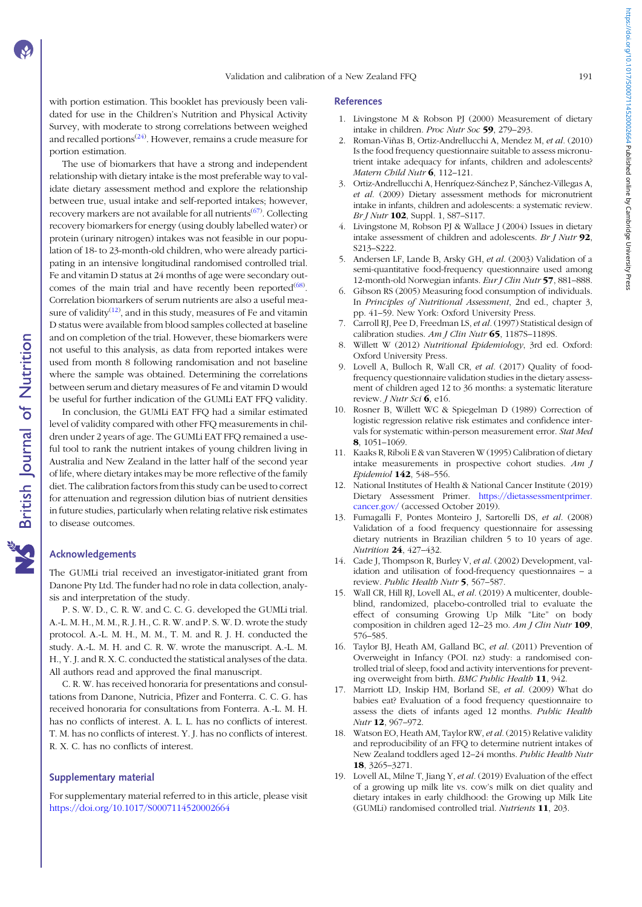with portion estimation. This booklet has previously been validated for use in the Children's Nutrition and Physical Activity Survey, with moderate to strong correlations between weighed and recalled portions[24]. However, remains a crude measure for portion estimation.

The use of biomarkers that have a strong and independent relationship with dietary intake is the most preferable way to validate dietary assessment method and explore the relationship between true, usual intake and self-reported intakes; however, recovery markers are not available for all nutrients[67]. Collecting recovery biomarkers for energy (using doubly labelled water) or protein (urinary nitrogen) intakes was not feasible in our population of 18- to 23-month-old children, who were already participating in an intensive longitudinal randomised controlled trial. Fe and vitamin D status at 24 months of age were secondary outcomes of the main trial and have recently been reported[68]. Correlation biomarkers of serum nutrients are also a useful measure of validity[12], and in this study, measures of Fe and vitamin D status were available from blood samples collected at baseline and on completion of the trial. However, these biomarkers were not useful to this analysis, as data from reported intakes were used from month 8 following randomisation and not baseline where the sample was obtained. Determining the correlations between serum and dietary measures of Fe and vitamin D would be useful for further indication of the GUMLi EAT FFQ validity.

In conclusion, the GUMLi EAT FFQ had a similar estimated level of validity compared with other FFQ measurements in children under 2 years of age. The GUMLi EAT FFQ remained a useful tool to rank the nutrient intakes of young children living in Australia and New Zealand in the latter half of the second year of life, where dietary intakes may be more reflective of the family diet. The calibration factors from this study can be used to correct for attenuation and regression dilution bias of nutrient densities in future studies, particularly when relating relative risk estimates to disease outcomes.

## Acknowledgements

The GUMLi trial received an investigator-initiated grant from Danone Pty Ltd. The funder had no role in data collection, analysis and interpretation of the study.

P. S. W. D., C. R. W. and C. C. G. developed the GUMLi trial. A.-L. M. H., M. M., R. J. H., C. R. W. and P. S. W. D. wrote the study protocol. A.-L. M. H., M. M., T. M. and R. J. H. conducted the study. A.-L. M. H. and C. R. W. wrote the manuscript. A.-L. M. H., Y. J. and R. X. C. conducted the statistical analyses of the data. All authors read and approved the final manuscript.

C. R. W. has received honoraria for presentations and consultations from Danone, Nutricia, Pfizer and Fonterra. C. C. G. has received honoraria for consultations from Fonterra. A.-L. M. H. has no conflicts of interest. A. L. L. has no conflicts of interest. T. M. has no conflicts of interest. Y. J. has no conflicts of interest. R. X. C. has no conflicts of interest.

## Supplementary material

For supplementary material referred to in this article, please visit https://doi.org/10.1017/S0007114520002664

## References

1. Livingstone M & Robson PJ (2000) Measurement of dietary intake in children. *Proc Nutr Soc* **59**, 279–293.
2. Roman-Viñas B, Ortiz-Andrellucchi A, Mendez M, *et al.* (2010) Is the food frequency questionnaire suitable to assess micronutrient intake adequacy for infants, children and adolescents? *Matern Child Nutr* **6**, 112–121.
3. Ortiz-Andrellucchi A, Henríquez-Sánchez P, Sánchez-Villegas A, *et al.* (2009) Dietary assessment methods for micronutrient intake in infants, children and adolescents: a systematic review. *Br J Nutr* **102**, Suppl. 1, S87–S117.
4. Livingstone M, Robson PJ & Wallace J (2004) Issues in dietary intake assessment of children and adolescents. *Br J Nutr* **92**, S213–S222.
5. Andersen LF, Lande B, Arsky GH, *et al.* (2003) Validation of a semi-quantitative food-frequency questionnaire used among 12-month-old Norwegian infants. *Eur J Clin Nutr* **57**, 881–888.
6. Gibson RS (2005) Measuring food consumption of individuals. In *Principles of Nutritional Assessment*, 2nd ed., chapter 3, pp. 41–59. New York: Oxford University Press.
7. Carroll RJ, Pee D, Freedman LS, *et al.* (1997) Statistical design of calibration studies. *Am J Clin Nutr* **65**, 1187S–1189S.
8. Willett W (2012) *Nutritional Epidemiology*, 3rd ed. Oxford: Oxford University Press.
9. Lovell A, Bulloch R, Wall CR, *et al.* (2017) Quality of food-frequency questionnaire validation studies in the dietary assessment of children aged 12 to 36 months: a systematic literature review. *J Nutr Sci* **6**, e16.
10. Rosner B, Willett WC & Spiegelman D (1989) Correction of logistic regression relative risk estimates and confidence intervals for systematic within-person measurement error. *Stat Med* **8**, 1051–1069.
11. Kaaks R, Riboli E & van Staveren W (1995) Calibration of dietary intake measurements in prospective cohort studies. *Am J Epidemiol* **142**, 548–556.
12. National Institutes of Health & National Cancer Institute (2019) Dietary Assessment Primer. https://dietassessmentprimer.cancer.gov/ (accessed October 2019).
13. Fumagalli F, Pontes Monteiro J, Sartorelli DS, *et al.* (2008) Validation of a food frequency questionnaire for assessing dietary nutrients in Brazilian children 5 to 10 years of age. *Nutrition* **24**, 427–432.
14. Cade J, Thompson R, Burley V, *et al.* (2002) Development, validation and utilisation of food-frequency questionnaires – a review. *Public Health Nutr* **5**, 567–587.
15. Wall CR, Hill RJ, Lovell AL, *et al.* (2019) A multicenter, double-blind, randomized, placebo-controlled trial to evaluate the effect of consuming Growing Up Milk "Lite" on body composition in children aged 12–23 mo. *Am J Clin Nutr* **109**, 576–585.
16. Taylor BJ, Heath AM, Galland BC, *et al.* (2011) Prevention of Overweight in Infancy (POI. nz) study: a randomised controlled trial of sleep, food and activity interventions for preventing overweight from birth. *BMC Public Health* **11**, 942.
17. Marriott LD, Inskip HM, Borland SE, *et al.* (2009) What do babies eat? Evaluation of a food frequency questionnaire to assess the diets of infants aged 12 months. *Public Health Nutr* **12**, 967–972.
18. Watson EO, Heath AM, Taylor RW, *et al.* (2015) Relative validity and reproducibility of an FFQ to determine nutrient intakes of New Zealand toddlers aged 12–24 months. *Public Health Nutr* **18**, 3265–3271.
19. Lovell AL, Milne T, Jiang Y, *et al.* (2019) Evaluation of the effect of a growing up milk lite vs. cow's milk on diet quality and dietary intakes in early childhood: the Growing up Milk Lite (GUMLi) randomised controlled trial. *Nutrients* **11**, 203.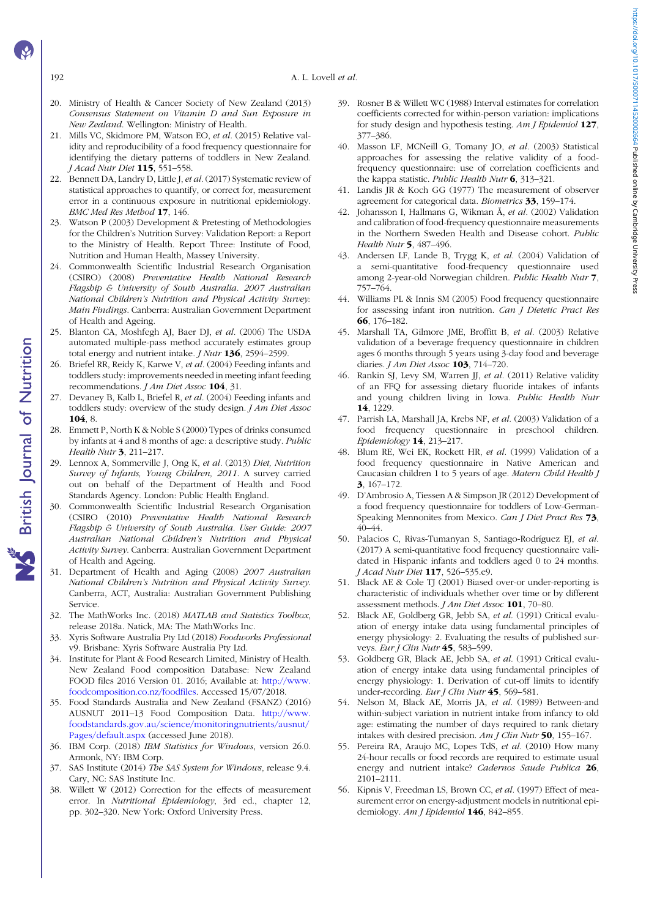20. Ministry of Health & Cancer Society of New Zealand (2013) *Consensus Statement on Vitamin D and Sun Exposure in New Zealand*. Wellington: Ministry of Health.
21. Mills VC, Skidmore PM, Watson EO, *et al.* (2015) Relative validity and reproducibility of a food frequency questionnaire for identifying the dietary patterns of toddlers in New Zealand. *J Acad Nutr Diet* **115**, 551–558.
22. Bennett DA, Landry D, Little J, *et al.* (2017) Systematic review of statistical approaches to quantify, or correct for, measurement error in a continuous exposure in nutritional epidemiology. *BMC Med Res Method* **17**, 146.
23. Watson P (2003) Development & Pretesting of Methodologies for the Children's Nutrition Survey: Validation Report: a Report to the Ministry of Health. Report Three: Institute of Food, Nutrition and Human Health, Massey University.
24. Commonwealth Scientific Industrial Research Organisation (CSIRO) (2008) *Preventative Health National Research Flagship & University of South Australia. 2007 Australian National Children's Nutrition and Physical Activity Survey: Main Findings*. Canberra: Australian Government Department of Health and Ageing.
25. Blanton CA, Moshfegh AJ, Baer DJ, *et al.* (2006) The USDA automated multiple-pass method accurately estimates group total energy and nutrient intake. *J Nutr* **136**, 2594–2599.
26. Briefel RR, Reidy K, Karwe V, *et al.* (2004) Feeding infants and toddlers study: improvements needed in meeting infant feeding recommendations. *J Am Diet Assoc* **104**, 31.
27. Devaney B, Kalb L, Briefel R, *et al.* (2004) Feeding infants and toddlers study: overview of the study design. *J Am Diet Assoc* **104**, 8.
28. Emmett P, North K & Noble S (2000) Types of drinks consumed by infants at 4 and 8 months of age: a descriptive study. *Public Health Nutr* **3**, 211–217.
29. Lennox A, Sommerville J, Ong K, *et al.* (2013) *Diet, Nutrition Survey of Infants, Young Children, 2011*. A survey carried out on behalf of the Department of Health and Food Standards Agency. London: Public Health England.
30. Commonwealth Scientific Industrial Research Organisation (CSIRO) (2010) *Preventative Health National Research Flagship & University of South Australia. User Guide: 2007 Australian National Children's Nutrition and Physical Activity Survey*. Canberra: Australian Government Department of Health and Ageing.
31. Department of Health and Aging (2008) *2007 Australian National Children's Nutrition and Physical Activity Survey*. Canberra, ACT, Australia: Australian Government Publishing Service.
32. The MathWorks Inc. (2018) *MATLAB and Statistics Toolbox*, release 2018a. Natick, MA: The MathWorks Inc.
33. Xyris Software Australia Pty Ltd (2018) *Foodworks Professional* v9. Brisbane: Xyris Software Australia Pty Ltd.
34. Institute for Plant & Food Research Limited, Ministry of Health. New Zealand Food composition Database: New Zealand FOOD files 2016 Version 01. 2016; Available at: http://www.foodcomposition.co.nz/foodfiles. Accessed 15/07/2018.
35. Food Standards Australia and New Zealand (FSANZ) (2016) AUSNUT 2011–13 Food Composition Data. http://www.foodstandards.gov.au/science/monitoringnutrients/ausnut/Pages/default.aspx (accessed June 2018).
36. IBM Corp. (2018) *IBM Statistics for Windows*, version 26.0. Armonk, NY: IBM Corp.
37. SAS Institute (2014) *The SAS System for Windows*, release 9.4. Cary, NC: SAS Institute Inc.
38. Willett W (2012) Correction for the effects of measurement error. In *Nutritional Epidemiology*, 3rd ed., chapter 12, pp. 302–320. New York: Oxford University Press.
39. Rosner B & Willett WC (1988) Interval estimates for correlation coefficients corrected for within-person variation: implications for study design and hypothesis testing. *Am J Epidemiol* **127**, 377–386.
40. Masson LF, MCNeill G, Tomany JO, *et al.* (2003) Statistical approaches for assessing the relative validity of a food-frequency questionnaire: use of correlation coefficients and the kappa statistic. *Public Health Nutr* **6**, 313–321.
41. Landis JR & Koch GG (1977) The measurement of observer agreement for categorical data. *Biometrics* **33**, 159–174.
42. Johansson I, Hallmans G, Wikman Å, *et al.* (2002) Validation and calibration of food-frequency questionnaire measurements in the Northern Sweden Health and Disease cohort. *Public Health Nutr* **5**, 487–496.
43. Andersen LF, Lande B, Trygg K, *et al.* (2004) Validation of a semi-quantitative food-frequency questionnaire used among 2-year-old Norwegian children. *Public Health Nutr* **7**, 757–764.
44. Williams PL & Innis SM (2005) Food frequency questionnaire for assessing infant iron nutrition. *Can J Dietetic Pract Res* **66**, 176–182.
45. Marshall TA, Gilmore JME, Broffitt B, *et al.* (2003) Relative validation of a beverage frequency questionnaire in children ages 6 months through 5 years using 3-day food and beverage diaries. *J Am Diet Assoc* **103**, 714–720.
46. Rankin SJ, Levy SM, Warren JJ, *et al.* (2011) Relative validity of an FFQ for assessing dietary fluoride intakes of infants and young children living in Iowa. *Public Health Nutr* **14**, 1229.
47. Parrish LA, Marshall JA, Krebs NF, *et al.* (2003) Validation of a food frequency questionnaire in preschool children. *Epidemiology* **14**, 213–217.
48. Blum RE, Wei EK, Rockett HR, *et al.* (1999) Validation of a food frequency questionnaire in Native American and Caucasian children 1 to 5 years of age. *Matern Child Health J* **3**, 167–172.
49. D'Ambrosio A, Tiessen A & Simpson JR (2012) Development of a food frequency questionnaire for toddlers of Low-German-Speaking Mennonites from Mexico. *Can J Diet Pract Res* **73**, 40–44.
50. Palacios C, Rivas-Tumanyan S, Santiago-Rodríguez EJ, *et al.* (2017) A semi-quantitative food frequency questionnaire validated in Hispanic infants and toddlers aged 0 to 24 months. *J Acad Nutr Diet* **117**, 526–535.e9.
51. Black AE & Cole TJ (2001) Biased over-or under-reporting is characteristic of individuals whether over time or by different assessment methods. *J Am Diet Assoc* **101**, 70–80.
52. Black AE, Goldberg GR, Jebb SA, *et al.* (1991) Critical evaluation of energy intake data using fundamental principles of energy physiology: 2. Evaluating the results of published surveys. *Eur J Clin Nutr* **45**, 583–599.
53. Goldberg GR, Black AE, Jebb SA, *et al.* (1991) Critical evaluation of energy intake data using fundamental principles of energy physiology: 1. Derivation of cut-off limits to identify under-recording. *Eur J Clin Nutr* **45**, 569–581.
54. Nelson M, Black AE, Morris JA, *et al.* (1989) Between-and within-subject variation in nutrient intake from infancy to old age: estimating the number of days required to rank dietary intakes with desired precision. *Am J Clin Nutr* **50**, 155–167.
55. Pereira RA, Araujo MC, Lopes TdS, *et al.* (2010) How many 24-hour recalls or food records are required to estimate usual energy and nutrient intake? *Cadernos Saude Publica* **26**, 2101–2111.
56. Kipnis V, Freedman LS, Brown CC, *et al.* (1997) Effect of measurement error on energy-adjustment models in nutritional epidemiology. *Am J Epidemiol* **146**, 842–855.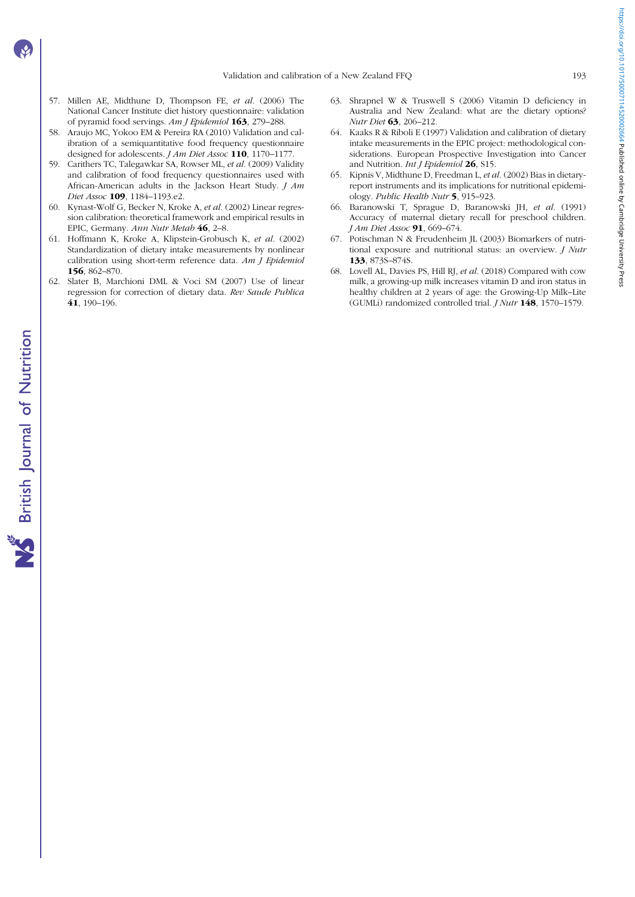57. Millen AE, Midthune D, Thompson FE, *et al.* (2006) The National Cancer Institute diet history questionnaire: validation of pyramid food servings. *Am J Epidemiol* **163**, 279–288.
58. Araujo MC, Yokoo EM & Pereira RA (2010) Validation and calibration of a semiquantitative food frequency questionnaire designed for adolescents. *J Am Diet Assoc* **110**, 1170–1177.
59. Carithers TC, Talegawkar SA, Rowser ML, *et al.* (2009) Validity and calibration of food frequency questionnaires used with African-American adults in the Jackson Heart Study. *J Am Diet Assoc* **109**, 1184–1193.e2.
60. Kynast-Wolf G, Becker N, Kroke A, *et al.* (2002) Linear regression calibration: theoretical framework and empirical results in EPIC, Germany. *Ann Nutr Metab* **46**, 2–8.
61. Hoffmann K, Kroke A, Klipstein-Grobusch K, *et al.* (2002) Standardization of dietary intake measurements by nonlinear calibration using short-term reference data. *Am J Epidemiol* **156**, 862–870.
62. Slater B, Marchioni DML & Voci SM (2007) Use of linear regression for correction of dietary data. *Rev Saude Publica* **41**, 190–196.
63. Shrapnel W & Truswell S (2006) Vitamin D deficiency in Australia and New Zealand: what are the dietary options? *Nutr Diet* **63**, 206–212.
64. Kaaks R & Riboli E (1997) Validation and calibration of dietary intake measurements in the EPIC project: methodological considerations. European Prospective Investigation into Cancer and Nutrition. *Int J Epidemiol* **26**, S15.
65. Kipnis V, Midthune D, Freedman L, *et al.* (2002) Bias in dietary-report instruments and its implications for nutritional epidemiology. *Public Health Nutr* **5**, 915–923.
66. Baranowski T, Sprague D, Baranowski JH, *et al.* (1991) Accuracy of maternal dietary recall for preschool children. *J Am Diet Assoc* **91**, 669–674.
67. Potischman N & Freudenheim JL (2003) Biomarkers of nutritional exposure and nutritional status: an overview. *J Nutr* **133**, 873S–874S.
68. Lovell AL, Davies PS, Hill RJ, *et al.* (2018) Compared with cow milk, a growing-up milk increases vitamin D and iron status in healthy children at 2 years of age: the Growing-Up Milk–Lite (GUMLi) randomized controlled trial. *J Nutr* **148**, 1570–1579.